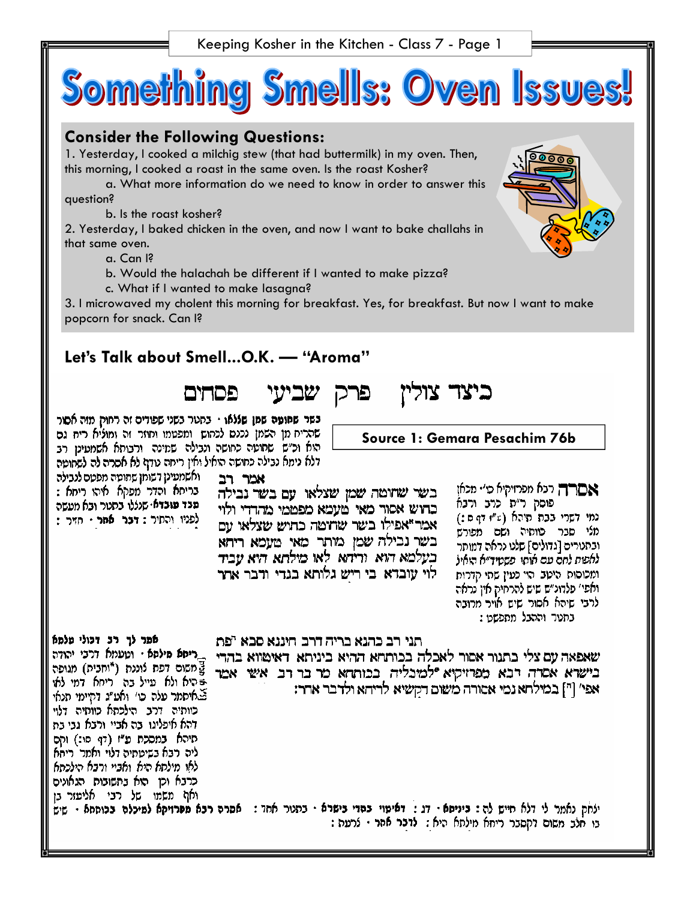# Something Smells: Oven Issues!

## Consider the Following Questions:

1. Yesterday, I cooked a milchig stew (that had buttermilk) in my oven. Then, this morning, I cooked a roast in the same oven. Is the roast Kosher?
   - a. What more information do we need to know in order to answer this question?
   - b. Is the roast kosher?
2. Yesterday, I baked chicken in the oven, and now I want to bake challahs in that same oven.
   - a. Can I?
   - b. Would the halachah be different if I wanted to make pizza?
   - c. What if I wanted to make lasagna?
3. I microwaved my cholent this morning for breakfast. Yes, for breakfast. But now I want to make popcorn for snack. Can I?

## Let's Talk about Smell...O.K. — "Aroma"

### Source 1: Gemara Pesachim 76b

כיצד צולין פרק שביעי פסחים

אמר רב

בשר שחוטה שמן שצלאו עם בשר נבילה כחוש אסור מאי טעמא מפטמי מהדדי ולוי אמר אפילו בשר שחוטה כחוש שצלאו עם בשר נבילה שמן מותר מאי טעמא ריחא בעלמא הוא וריחא לאו מילתא היא עביד לוי עובדא בי ריש גלותא בגדי ודבר אחר

תני רב כהנא בריה דרב חיננא סבא פת שאפאה עם צלי בתנור אסור לאכלה בכותחא ההיא ביניתא דאיטווא בהדי בישרא אסרה רבא מפרזיקיא למיכליה בכותחא מר בר רב אשי אמר אפי' [ה] במילחא נמי אסורה משום דקשיא לריחא ולדבר אחר: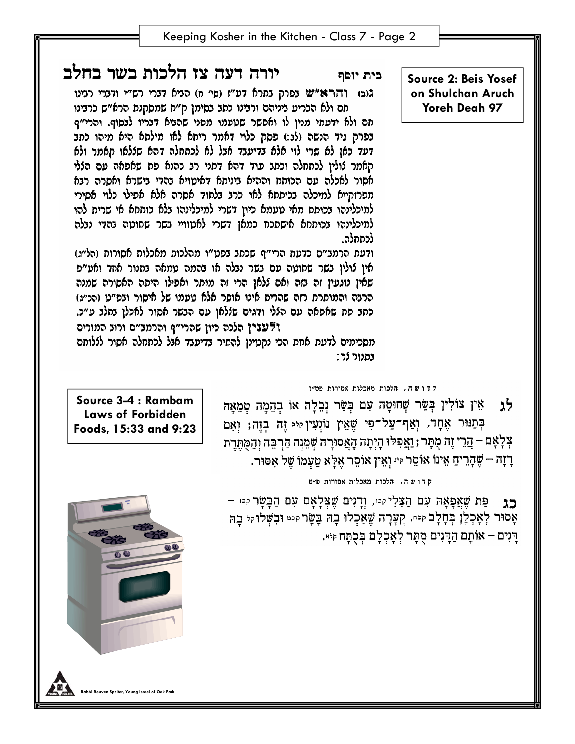**Source 2: Beis Yosef on Shulchan Aruch Yoreh Deah 97**

בית יוסף &nbsp;&nbsp;&nbsp;&nbsp; יורה דעה צז הלכות בשר בחלב

(ג)ב) **והרא"ש** בפרק בתרא דע"ז (סי' ח) הביא דברי רש"י ודברי רבינו תם ולא הכריע ביניהם ורבינו כתב בסימן ק"ח שמסקנת הרא"ש כרבינו תם ולא ידעתי מנין לו ואפשר שטעמו מפני שהביא דבריו לבסוף. והרי"ף בפרק גיד הנשה (לב:) פסק כלוי דאמר ריחא לאו מילתא היא מיהו כתב דעד כאן לא שרי לוי אלא בדיעבד אבל לא לכתחלה דהא שלאו קאמר ולא קאמר צולין לכתחלה וכתב עוד דהא דתני רב כהנא פת שאפאה עם הצלי אסור לאכלה עם הכותח והיא גופא דאיסורא בהדי בשרא ואסרה רבא מפרזקייא למיכלה בכותחא לאו כרב בלחוד אסרה אלא אפילו כלוי אסירי למיכלינהו בכותחא מאי טעמא כיון דשרי למיכלינהו בלא כותחא אי שרית להו למיכלינהו בכותחא אישתכח כמאן דשרי לאטוויי בשר שחוטה בהדי נבלה לכתחלה.

ודעת הרמב"ם כדעת הרי"ף שכתב בפט"ו מהלכות מאכלות אסורות (הל"ג) אין צולין בשר שחוטה עם בשר נבלה או בהמה טמאה בתנור אחד ואע"פ שאין נוגעין זה בזה ואם צלאן הרי זה מותר ואפילו היתה האסורה שמנה הרבה והמותרת רזה שהריח אינו אוסר אלא טעמו של איסור ובפ"ט (הכ"ג) כתב פת שאפאה עם הצלי ודגים שצלאן עם הבשר אסור לאכלן בחלב ע"כ. **ולענין** הלכה כיון שהרי"ף והרמב"ם ורוב המורים מסכימים לדעת אחת הכי נקטינן להתיר בדיעבד אבל לכתחלה אסור לצלותם בתנור לר:

**Source 3-4 : Rambam Laws of Forbidden Foods, 15:33 and 9:23**

קדושה, הלכות מאכלות אסורות פט"ו

**לג** אֵין צוֹלִין בְּשַׂר שְׁחוּטָה עִם בְּשַׂר נְבֵלָה אוֹ בְּהֵמָה טְמֵאָה בְּתַנּוּר אֶחָד, וְאַף־עַל־פִּי שֶׁאֵין נוֹגְעִין זֶה בָּזֶה; וְאִם צְלָאָם – הֲרֵי זֶה מֻתָּר; וַאֲפִלּוּ הָיְתָה הָאֲסוּרָה שְׁמֵנָה הַרְבֵּה וְהַמֻּתֶּרֶת רָזָה – שֶׁהָרֵיחַ אֵינוֹ אוֹסֵר וְאֵין אוֹסֵר אֶלָּא טַעְמוֹ שֶׁל אִסּוּר.

קדושה, הלכות מאכלות אסורות פ"ט

**כג** פַּת שֶׁאֲפָאָהּ עִם הַצָּלִי, וְדָגִים שֶׁצְּלָאָם עִם הַבָּשָׂר – אָסוּר לְאָכְלָן בְּחָלָב. קְעָרָה שֶׁאָכְלוּ בָהּ בָּשָׂר וּבִשְּׁלוּ בָהּ דָּגִים – אוֹתָם הַדָּגִים מֻתָּר לְאָכְלָם בְּכֻתָּח.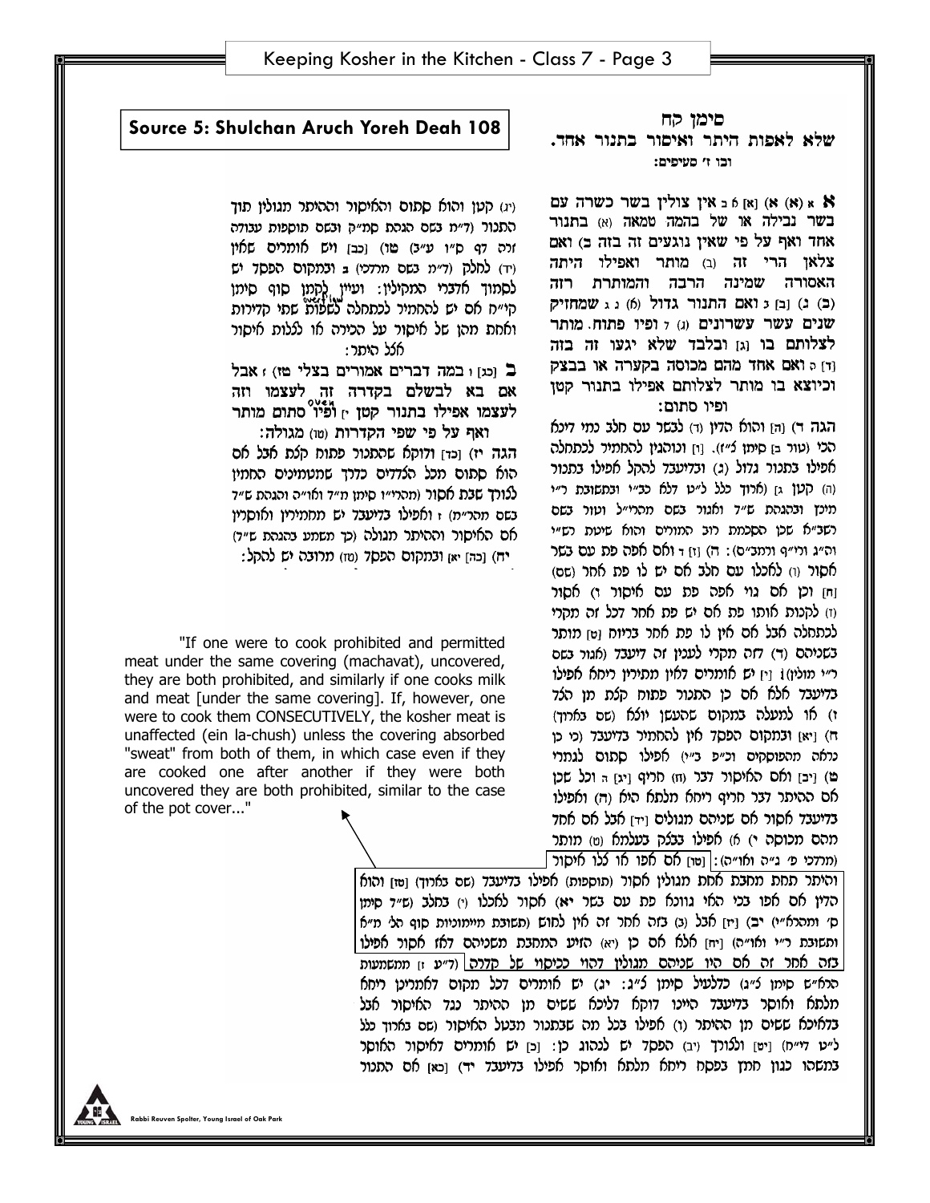## Source 5: Shulchan Aruch Yoreh Deah 108

### סימן קח
### שלא לאפות היתר ואיסור בתנור אחד.
ובו ז' סעיפים:

**א** א (א) א) [א] א ב אין צולין בשר כשרה עם בשר נבילה או של בהמה טמאה (א) בתנור אחד ואף על פי שאין נוגעים זה בזה ב) ואם צלאן הרי זה (ב) מותר ואפילו היתה האסורה שמינה הרבה והמותרת רזה (ב) ג) [ב] ג ואם התנור גדול (א) ג ג שמחזיק שנים עשר עשרונים (ג) ד ופיו פתוח. מותר לצלותם בו [ג] ובלבד שלא יגעו זה בזה [ד] ה ואם אחד מהם מכוסה בקערה או בבצק וכיוצא בו מותר לצלותם אפילו בתנור קטן ופיו סתום:

הגה ד) [ה] והוא הדין (ד) לבשר עם חלב כמו דינא הכי (טור בן סימן צ"ז). [ו] ונוהגין להחמיר לכתחלה אפילו בתנור גדול (ג) ובדיעבד להקל אפילו בתנור (ה) קטן ג) (ארוך כלל ל"ט דלא כב"י ובתשובת ר"י מינץ והגהת ש"ד ואגור בשם מהרי"ל ועוד בשם רשב"א שכן הסכמת רוב המורים והוא שיטת רש"י וה"ג ורי"ף ורמב"ם): ה) [ז] ד ואם אפה פת עם בשר אסור (ו) לאכלו עם חלב אם יש לו פת אחר (שם) [ח] וכן אם גוי אפה פת עם איסור ו) אסור (ז) לקנות אותו פת אם יש פת אחר בכל זה מקרי לכתחלה אבל אם אין לו פת אחר בריוח [ט] מותר בשניהם (ד) דזה מקרי לענין זה דיעבד (אגור בשם ר"י מולין) [י] יש אומרים דאין מתירין ריחא אפילו בדיעבד אלא אם כן התנור פתוח קצת מן הצד ז) או למעלה במקום שהעשן יוצא (שם בארוך) ח) [יא] ובמקום הפסד אין להחמיר בדיעבד (כי כן נראה מהפוסקים וכ"פ ב"י) אפילו סתום לגמרי ט) [יב] ואם האיסור דבר (ח) חריף [יג] ה וכל שכן אם ההיתר דבר חריף ריחא מלתא היא (ה) ואפילו בדיעבד אסור אם שניהם מגולים [יד] אבל אם אחד מהם מכוסה י) א) אפילו בבצק בעלמא (ט) מותר (מרדכי פ' ג"ה ואו"ה): [טו] אם אפו או צלו איסור והיתר תחת מחבת אחת מגולין אסור (תוספות) אפילו בדיעבד (שם בארוך) [טז] והוא הדין אם אפו בכי האי גוונא פת עם בשר יא) אסור לאכלו (י) בחלב (ש"ד סימן ס' ומהרא"י) יב) [יז] אבל (ב) בזה אחר זה אין לחוש (תשובת מיימוניות סוף הל' מ"א ותשובת ר"י ואו"ה) [יח] אלא אם כן (יא) הזיע המחבת משניהם דאז אסור אפילו בזה אחר זה אם היו שניהם מגולין דהוי כיסוי של קדרה (ד"ע ז) ממשמעות הרא"ש סימן ל"ג) כלעיל סימן צ"ג: יג) יש אומרים דלכל מקום דאמרינן ריחא מלתא ואוסר בדיעבד היינו דוקא לגבי שמים מן ההיתר כנגד האיסור אבל בדאיכא ששים מן ההיתר (ו) אפילו בכל מה שבתנור מבטל האיסור (שם בארוך כלל ל"ט דיו"ח) [יט] ולכתחלה (יב) הפסד יש לנהוג כן: [כ] יש אומרים דאיסור האוסר במשהו כגון חמץ בפסח ריחא מלתא ואוסר אפילו בדיעבד יד) [כא] אם התנור

(יג) קטן והוא סתום והאיסור וההיתר מגולין תוך התנור (ד"מ בשם הגהת סמ"ק ובשם תוספות עבודה זרה דף ס"ו ע"ב) טו) [כב] ויש אומרים שאין (יד) לחלק (ד"מ בשם מרדכי) ב ובמקום הפסד יש לסמוך אדברי המקילין: ועיין לקמן סוף סימן קי"ח אם יש להחמיר לכתחלה לשפות שתי קדירות ואחת מהן של איסור על הכירה או לצלות איסור אצל היתר:

**ב** [כג] ו במה דברים אמורים בצלי טז) אבל אם בא לבשל בקדרה זה לעצמו וזה לעצמו אפילו בתנור קטן י) ופיו סתום מותר ואף על פי שפי הקדרות (טו) מגולה:

הגה יז) [כד] ודוקא שהתנור פתוח קצת אבל אם הוא סתום מכל הצדדים כדרך שמטמינים החמין לצורך שבת אסור (מהרי"ו סימן מ"ד ואו"ה והגהת ש"ד בשם מהר"ח) ז ואפילו בדיעבד יש מחמירין ואוסרין אם האיסור וההיתר מגולה (כך משמע בהגהת ש"ד) יח) [כה] יא) ובמקום הפסד (טז) מרובה יש להקל:

"If one were to cook prohibited and permitted meat under the same covering (machavat), uncovered, they are both prohibited, and similarly if one cooks milk and meat [under the same covering]. If, however, one were to cook them CONSECUTIVELY, the kosher meat is unaffected (ein la-chush) unless the covering absorbed "sweat" from both of them, in which case even if they are cooked one after another if they were both uncovered they are both prohibited, similar to the case of the pot cover..."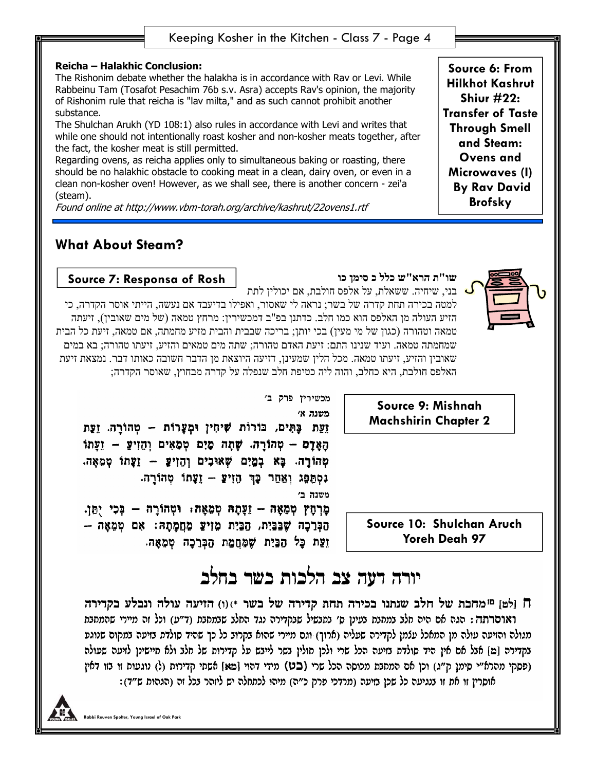**Reicha – Halakhic Conclusion:**
The Rishonim debate whether the halakha is in accordance with Rav or Levi. While Rabbeinu Tam (Tosafot Pesachim 76b s.v. Asra) accepts Rav's opinion, the majority of Rishonim rule that reicha is "lav milta," and as such cannot prohibit another substance.
The Shulchan Arukh (YD 108:1) also rules in accordance with Levi and writes that while one should not intentionally roast kosher and non-kosher meats together, after the fact, the kosher meat is still permitted.
Regarding ovens, as reicha applies only to simultaneous baking or roasting, there should be no halakhic obstacle to cooking meat in a clean, dairy oven, or even in a clean non-kosher oven! However, as we shall see, there is another concern - zei'a (steam).
*Found online at http://www.vbm-torah.org/archive/kashrut/22ovens1.rtf*

**Source 6: From Hilkhot Kashrut Shiur #22: Transfer of Taste Through Smell and Steam: Ovens and Microwaves (I) By Rav David Brofsky**

## What About Steam?

### Source 7: Responsa of Rosh

**שו"ת הרא"ש כלל כ סימן כו**

בני, שיחיה. ששאלת, על אלפס חולבת, אם יכולין לתת למטה בכירה תחת קדרה של בשר; נראה לי שאסור, ואפילו בדיעבד אם נעשה, הייתי אוסר הקדרה, כי הזיע העולה מן האלפס הוא כמו חלב. כדתנן בפ"ב דמכשירין: מרחץ טמאה (של מים שאובין), זיעתה טמאה וטהורה (כגון של מי מעין) בכי יותן; בריכה שבבית והבית מזיע מחמתה, אם טמאה, זיעת כל הבית שמחמתה טמאה. ועוד שנינו התם: זיעת האדם טהורה; שתה מים טמאים והזיע, זיעתו טהורה; בא במים שאובין והזיע, זיעתו טמאה. מכל הלין שמעינן, דזיעה היוצאת מן הדבר חשובה כאותו דבר. נמצאת זיעת האלפס חולבת, היא כחלב, והוה ליה כטיפת חלב שנפלה על קדרה מבחוץ, שאוסר הקדרה;

### Source 9: Mishnah Machshirin Chapter 2

מכשירין פרק ב׳

משנה א׳

זֵעַת בָּתִּים, בּוֹרוֹת שִׁיחִין וּמְעָרוֹת – טְהוֹרָה. זֵעַת הָאָדָם – טְהוֹרָה. שָׁתָה מַיִם טְמֵאִים וְהֵזִיעַ – זֵעָתוֹ טְהוֹרָה. בָּא בְמַיִם שְׁאוּבִים וְהֵזִיעַ – זֵעָתוֹ טְמֵאָה. נִסְתַּפֵּג וְאַחַר כָּךְ הֵזִיעַ – זֵעָתוֹ טְהוֹרָה.

משנה ב׳

מֶרְחָץ טְמֵאָה – זֵעָתָהּ טְמֵאָה; וּטְהוֹרָה – בְּכִי יֻתַּן. הַבְּרֵכָה שֶׁבַּבַּיִת, הַבַּיִת מֵזִיעַ מֵחֲמָתָהּ: אִם טְמֵאָה – זֵעַת כָּל הַבַּיִת שֶׁמֵּחֲמַת הַבְּרֵכָה טְמֵאָה.

### Source 10: Shulchan Aruch Yoreh Deah 97

# יורה דעה צב הלכות בשר בחלב

ח [לט] מחבת של חלב שנתנו בכירה תחת קדירה של בשר \*)(ו) הזיעה עולה ונבלע בקדירה **ואוסרתה**: הגה אם היה חלב במחבת בעינן ס' בתבשיל שבקדירה נגד החלב שבמחבת (ד"ע) וכל זה מיירי שהמחבת מגולה והזיעה עולה מן המאכל עצמו לקדירה שעליה (ארוך) וגם מיירי שהוא בקרוב כל כך שהיד סולדת בזיעה במקום שנוגע בקדירה [מ] אבל אם אין היד סולדת בזיעה הכל שרי ולכן מולין בשר לייבש על קדירות של חלב ולא חיישינן לזיעה שעולה (פסקי מהרא"י סימן ק"ג) וכן אם המחבת מכוסה הכל שרי (בט) מידי דהוי [מא] אשתי קדירות (ז) נוגעות זו בזו דאין אוסרין זו את זו בנגיעה כל שכן בזיעה (מרדכי פרק כ"ה) מיהו לכתחלה יש ליזהר בכל זה (הגהות ש"ד):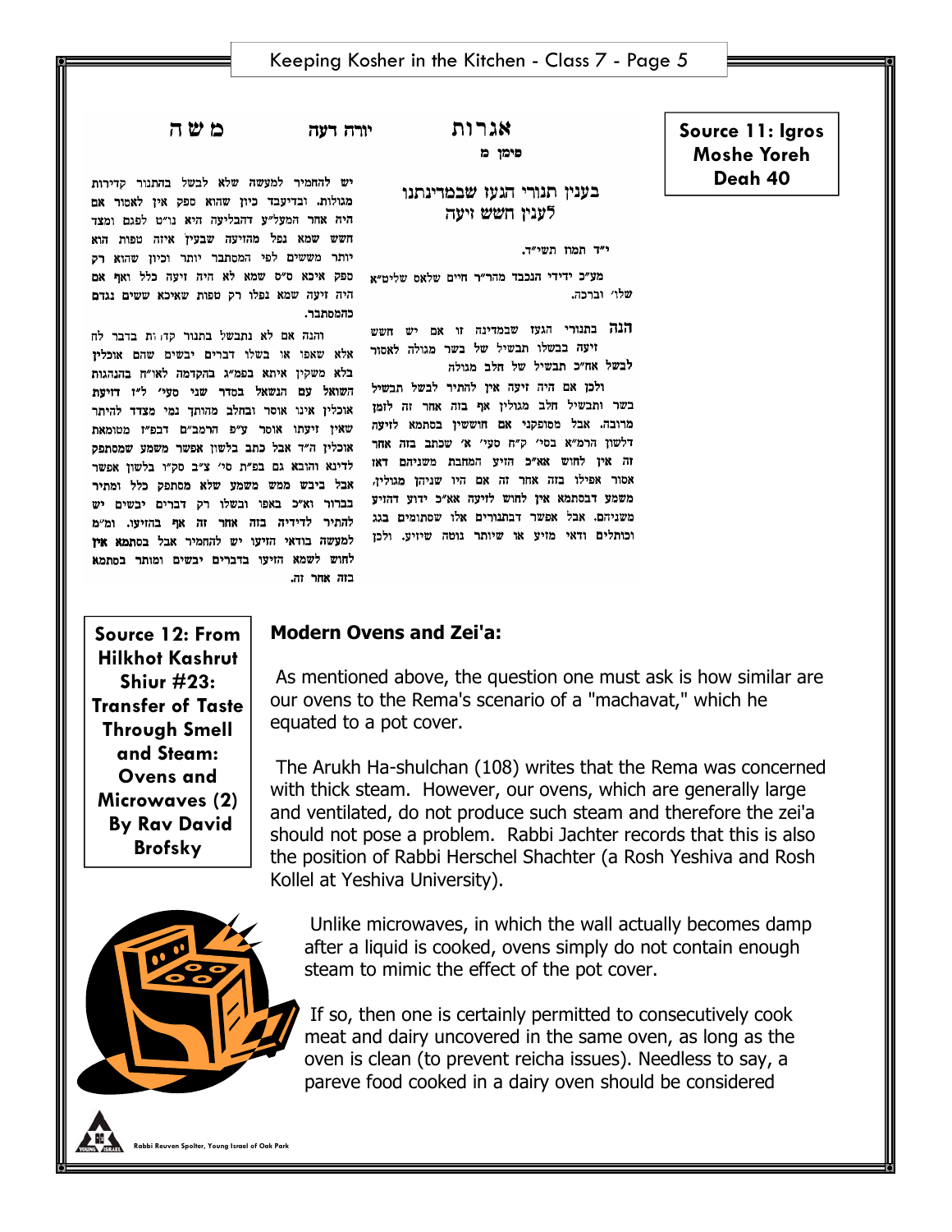## Source 11: Igros Moshe Yoreh Deah 40

אגרות משה יורה דעה

סימן מ

### בענין תנורי הגעז שבמדינתנו לענין חשש זיעה

י״ד תמוז תשי״ד.

מע״כ ידידי הנכבד מהר״ר חיים שלאס שליט״א שלו׳ וברכה.

**הנה** בתנורי הגעז שבמדינה זו אם יש חשש זיעה בבשלו תבשיל של בשר מגולה לאסור לבשל אח״כ תבשיל של חלב מגולה

ולכן אם היה זיעה אין להתיר לבשל תבשיל בשר ותבשיל חלב מגולין אף בזה אחר זה לזמן מרובה. אבל מסופקני אם חוששין בסתמא לזיעה דלשון הרמ״א בסי׳ ק״ח סעי׳ א׳ שכתב בזה אחר זה אין לחוש אא״כ הזיע המחבת משניהם דאז אסור אפילו בזה אחר זה אם היו שניהן מגולין, משמע דבסתמא אין לחוש לזיעה אא״כ ידוע דהזיע משניהם. אבל אפשר דבתנורים אלו שסתומים בגג וכותלים ודאי מזיע או שיותר נוטה שיזיע. ולכן יש להחמיר למעשה שלא לבשל בהתנור קדירות מגולות. ובדיעבד כיון שהוא ספק אין לאסור אם היה אחר המעל״ע דהבליעה היא נו״ט לפגם ומצד חשש שמא נפל מהזיעה שבעין איזה טפות הוא יותר מששים לפי המסתבר יותר וכיון שהוא רק ספק איכא ס״ס שמא לא היה זיעה כלל ואף אם היה זיעה שמא נפלו רק טפות שאיכא ששים נגדם כהמסתבר.

והנה אם לא נתבשל בתנור קדירות בדבר לח אלא שאפו או בשלו דברים יבשים שהם אוכלין בלא משקין איתא בפמ״ג בהקדמה לאו״ח בהנהגות השואל עם הנשאל בסדר שני סעי׳ ל״ז דזיעת אוכלין אינו אוסר ובחלב מהותך נמי מצדד להיתר שאין זיעתו אוסר ע״פ הרמב״ם דבפ״ז מטומאת אוכלין ה״ד אבל כתב בלשון אפשר משמע שמסתפק לדינא והובא גם בפ״ת סי׳ צ״ב סק״ו בלשון אפשר אבל ביבש ממש משמע שלא מסתפק כלל ומתיר בברור וא״כ באפו ובשלו רק דברים יבשים יש להתיר לדידיה בזה אחר זה אף בהזיעו. ומ״מ למעשה בודאי הזיעו יש להחמיר אבל בסתמא אין לחוש לשמא הזיעו בדברים יבשים ומותר בסתמא בזה אחר זה.

## Source 12: From Hilkhot Kashrut Shiur #23: Transfer of Taste Through Smell and Steam: Ovens and Microwaves (2) By Rav David Brofsky

### Modern Ovens and Zei'a:

As mentioned above, the question one must ask is how similar are our ovens to the Rema's scenario of a "machavat," which he equated to a pot cover.

The Arukh Ha-shulchan (108) writes that the Rema was concerned with thick steam. However, our ovens, which are generally large and ventilated, do not produce such steam and therefore the zei'a should not pose a problem. Rabbi Jachter records that this is also the position of Rabbi Herschel Shachter (a Rosh Yeshiva and Rosh Kollel at Yeshiva University).

Unlike microwaves, in which the wall actually becomes damp after a liquid is cooked, ovens simply do not contain enough steam to mimic the effect of the pot cover.

If so, then one is certainly permitted to consecutively cook meat and dairy uncovered in the same oven, as long as the oven is clean (to prevent reicha issues). Needless to say, a pareve food cooked in a dairy oven should be considered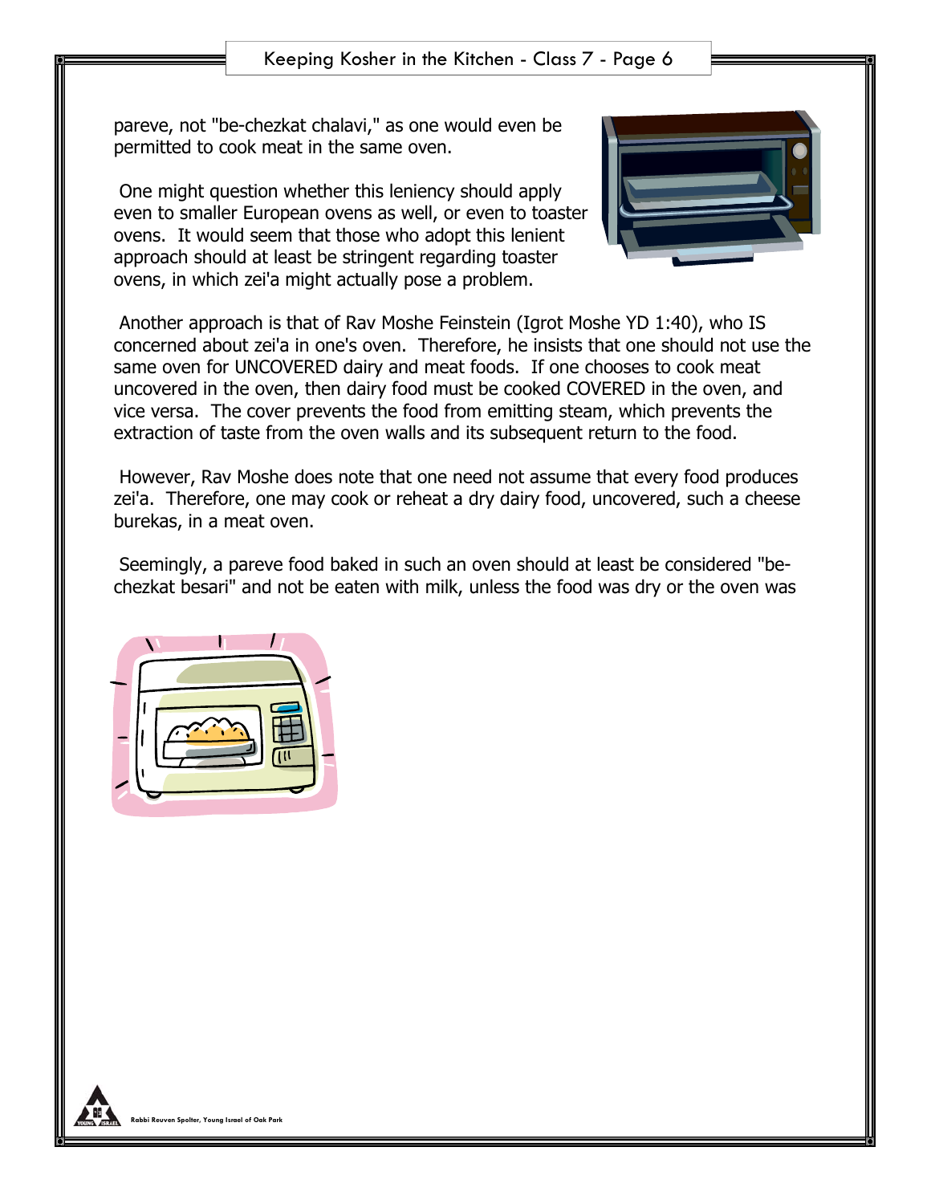pareve, not "be-chezkat chalavi," as one would even be permitted to cook meat in the same oven.

One might question whether this leniency should apply even to smaller European ovens as well, or even to toaster ovens. It would seem that those who adopt this lenient approach should at least be stringent regarding toaster ovens, in which zei'a might actually pose a problem.

Another approach is that of Rav Moshe Feinstein (Igrot Moshe YD 1:40), who IS concerned about zei'a in one's oven. Therefore, he insists that one should not use the same oven for UNCOVERED dairy and meat foods. If one chooses to cook meat uncovered in the oven, then dairy food must be cooked COVERED in the oven, and vice versa. The cover prevents the food from emitting steam, which prevents the extraction of taste from the oven walls and its subsequent return to the food.

However, Rav Moshe does note that one need not assume that every food produces zei'a. Therefore, one may cook or reheat a dry dairy food, uncovered, such a cheese burekas, in a meat oven.

Seemingly, a pareve food baked in such an oven should at least be considered "be-chezkat besari" and not be eaten with milk, unless the food was dry or the oven was